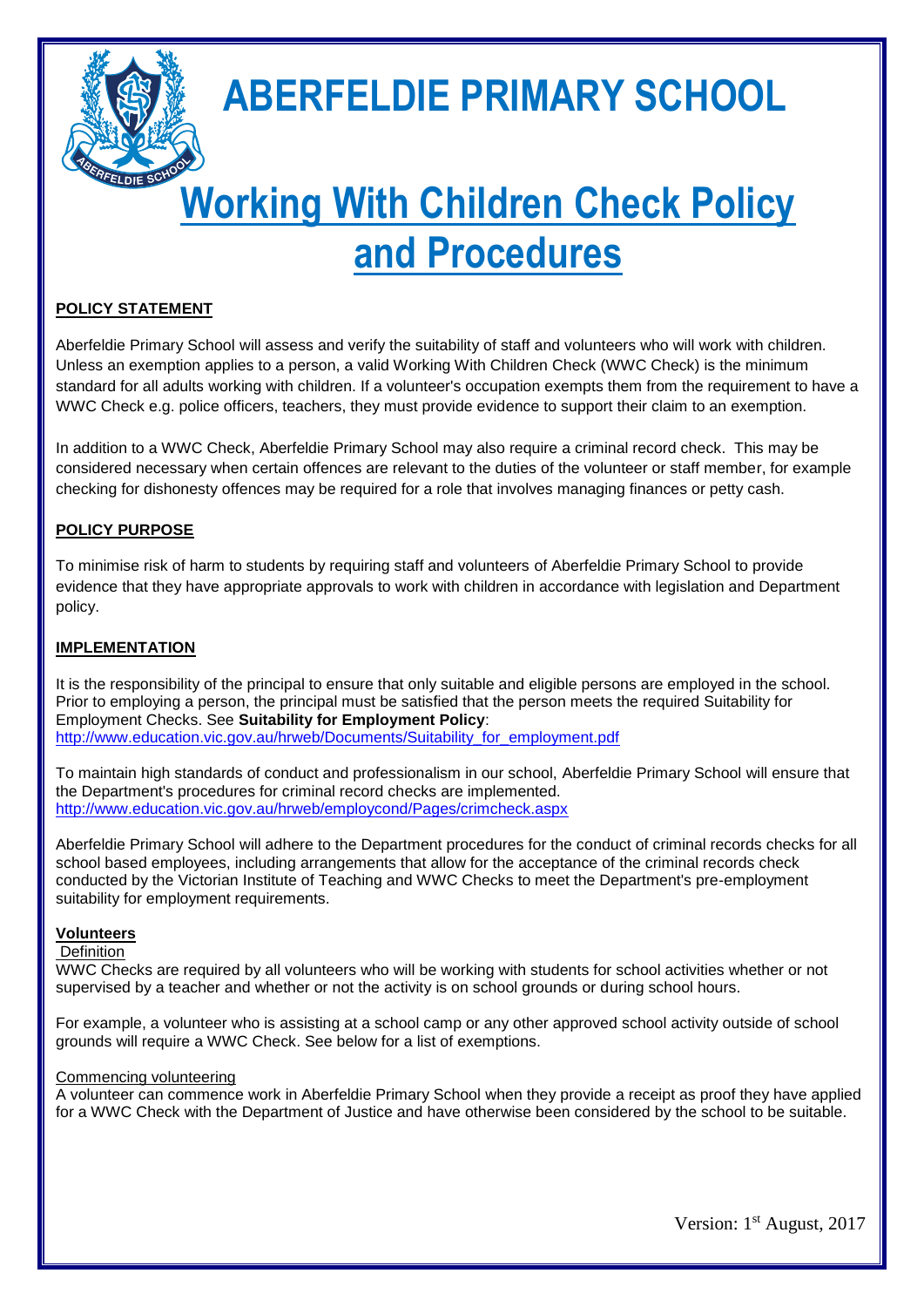# ABERFELDIE PRIMARY SCHOOL

# Working With Children Check Policy and Procedures

## POLICY STATEMENT

Aberfeldie Primary School will assess and verify the suitability of staff and volunteers who will work with children. Unless an exemption applies to a person, a valid Working With Children Check (WWC Check) is the minimum standard for all adults working with children. If a volunteer's occupation exempts them from the requirement to have a WWC Check e.g. police officers, teachers, they must provide evidence to support their claim to an exemption.

In addition to a WWC Check, Aberfeldie Primary School may also require a criminal record check. This may be considered necessary when certain offences are relevant to the duties of the volunteer or staff member, for example checking for dishonesty offences may be required for a role that involves managing finances or petty cash.

## POLICY PURPOSE

To minimise risk of harm to students by requiring staff and volunteers of Aberfeldie Primary School to provide evidence that they have appropriate approvals to work with children in accordance with legislation and Department policy.

## IMPLEMENTATION

It is the responsibility of the principal to ensure that only suitable and eligible persons are employed in the school. Prior to employing a person, the principal must be satisfied that the person meets the required Suitability for Employment Checks. See **Suitability for Employment Policy**:
http://www.education.vic.gov.au/hrweb/Documents/Suitability_for_employment.pdf

To maintain high standards of conduct and professionalism in our school, Aberfeldie Primary School will ensure that the Department's procedures for criminal record checks are implemented.
http://www.education.vic.gov.au/hrweb/employcond/Pages/crimcheck.aspx

Aberfeldie Primary School will adhere to the Department procedures for the conduct of criminal records checks for all school based employees, including arrangements that allow for the acceptance of the criminal records check conducted by the Victorian Institute of Teaching and WWC Checks to meet the Department's pre-employment suitability for employment requirements.

### Volunteers

Definition

WWC Checks are required by all volunteers who will be working with students for school activities whether or not supervised by a teacher and whether or not the activity is on school grounds or during school hours.

For example, a volunteer who is assisting at a school camp or any other approved school activity outside of school grounds will require a WWC Check. See below for a list of exemptions.

Commencing volunteering

A volunteer can commence work in Aberfeldie Primary School when they provide a receipt as proof they have applied for a WWC Check with the Department of Justice and have otherwise been considered by the school to be suitable.

Version: 1st August, 2017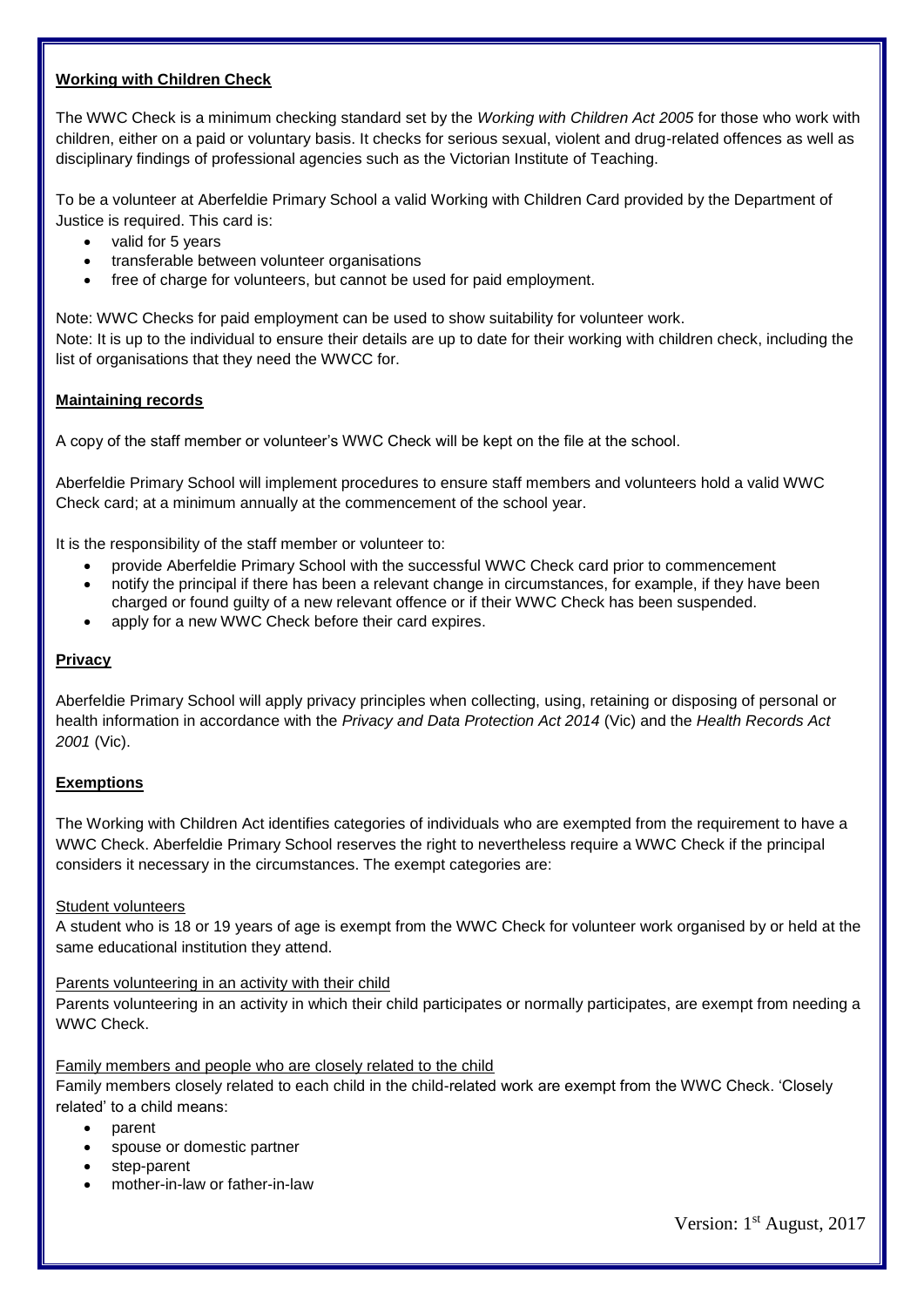**Working with Children Check**

The WWC Check is a minimum checking standard set by the *Working with Children Act 2005* for those who work with children, either on a paid or voluntary basis. It checks for serious sexual, violent and drug-related offences as well as disciplinary findings of professional agencies such as the Victorian Institute of Teaching.

To be a volunteer at Aberfeldie Primary School a valid Working with Children Card provided by the Department of Justice is required. This card is:

- valid for 5 years
- transferable between volunteer organisations
- free of charge for volunteers, but cannot be used for paid employment.

Note: WWC Checks for paid employment can be used to show suitability for volunteer work.
Note: It is up to the individual to ensure their details are up to date for their working with children check, including the list of organisations that they need the WWCC for.

**Maintaining records**

A copy of the staff member or volunteer's WWC Check will be kept on the file at the school.

Aberfeldie Primary School will implement procedures to ensure staff members and volunteers hold a valid WWC Check card; at a minimum annually at the commencement of the school year.

It is the responsibility of the staff member or volunteer to:

- provide Aberfeldie Primary School with the successful WWC Check card prior to commencement
- notify the principal if there has been a relevant change in circumstances, for example, if they have been charged or found guilty of a new relevant offence or if their WWC Check has been suspended.
- apply for a new WWC Check before their card expires.

**Privacy**

Aberfeldie Primary School will apply privacy principles when collecting, using, retaining or disposing of personal or health information in accordance with the *Privacy and Data Protection Act 2014* (Vic) and the *Health Records Act 2001* (Vic).

**Exemptions**

The Working with Children Act identifies categories of individuals who are exempted from the requirement to have a WWC Check. Aberfeldie Primary School reserves the right to nevertheless require a WWC Check if the principal considers it necessary in the circumstances. The exempt categories are:

Student volunteers
A student who is 18 or 19 years of age is exempt from the WWC Check for volunteer work organised by or held at the same educational institution they attend.

Parents volunteering in an activity with their child
Parents volunteering in an activity in which their child participates or normally participates, are exempt from needing a WWC Check.

Family members and people who are closely related to the child
Family members closely related to each child in the child-related work are exempt from the WWC Check. 'Closely related' to a child means:

- parent
- spouse or domestic partner
- step-parent
- mother-in-law or father-in-law

Version: 1st August, 2017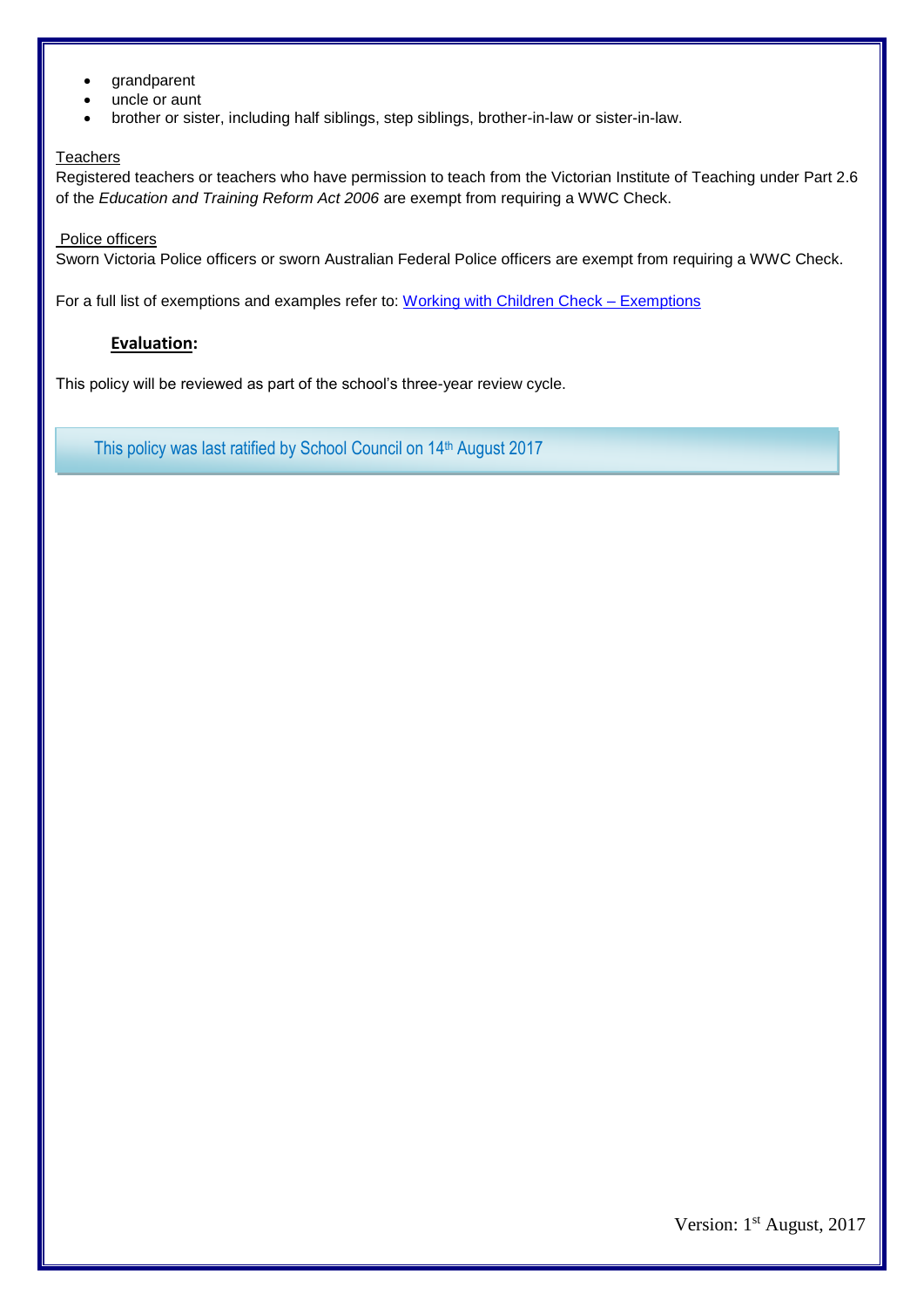- grandparent
- uncle or aunt
- brother or sister, including half siblings, step siblings, brother-in-law or sister-in-law.

Teachers

Registered teachers or teachers who have permission to teach from the Victorian Institute of Teaching under Part 2.6 of the *Education and Training Reform Act 2006* are exempt from requiring a WWC Check.

Police officers

Sworn Victoria Police officers or sworn Australian Federal Police officers are exempt from requiring a WWC Check.

For a full list of exemptions and examples refer to: [Working with Children Check – Exemptions]

## Evaluation:

This policy will be reviewed as part of the school's three-year review cycle.

This policy was last ratified by School Council on 14th August 2017

Version: 1st August, 2017